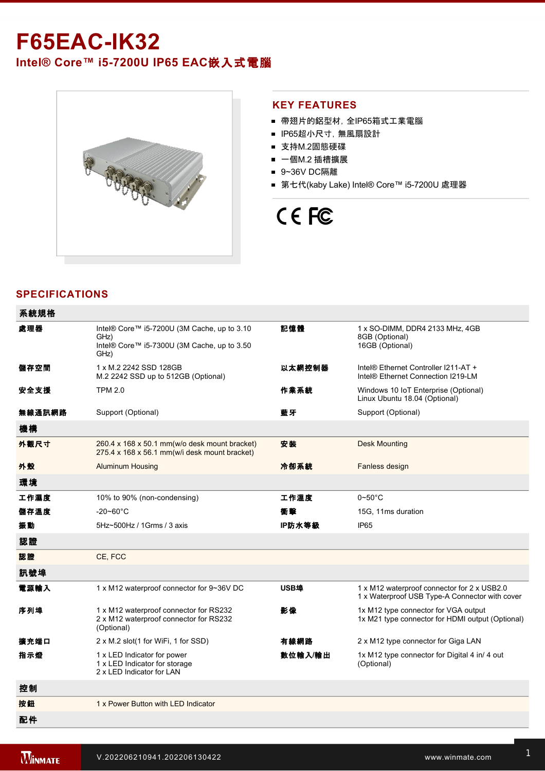# F65EAC-IK32

## Intel® Core™ i5-7200U IP65 EAC嵌入式電腦

## KEY FEATURES

- 帶翅片的鋁型材，全IP65箱式工業電腦
- IP65超小尺寸，無風扇設計
- 支持M.2固態硬碟
- 一個M.2 插槽擴展
- 9~36V DC隔離
- 第七代(kaby Lake) Intel® Core™ i5-7200U 處理器

CE FC

## SPECIFICATIONS

| 系統規格 | | | |
|---|---|---|---|
| 處理器 | Intel® Core™ i5-7200U (3M Cache, up to 3.10 GHz)<br>Intel® Core™ i5-7300U (3M Cache, up to 3.50 GHz) | 記憶體 | 1 x SO-DIMM, DDR4 2133 MHz, 4GB<br>8GB (Optional)<br>16GB (Optional) |
| 儲存空間 | 1 x M.2 2242 SSD 128GB<br>M.2 2242 SSD up to 512GB (Optional) | 以太網控制器 | Intel® Ethernet Controller I211-AT +<br>Intel® Ethernet Connection I219-LM |
| 安全支援 | TPM 2.0 | 作業系統 | Windows 10 IoT Enterprise (Optional)<br>Linux Ubuntu 18.04 (Optional) |
| 無線通訊網路 | Support (Optional) | 藍牙 | Support (Optional) |
| **機構** | | | |
| 外觀尺寸 | 260.4 x 168 x 50.1 mm(w/o desk mount bracket)<br>275.4 x 168 x 56.1 mm(w/i desk mount bracket) | 安裝 | Desk Mounting |
| 外殼 | Aluminum Housing | 冷卻系統 | Fanless design |
| **環境** | | | |
| 工作濕度 | 10% to 90% (non-condensing) | 工作溫度 | 0~50°C |
| 儲存溫度 | -20~60°C | 衝擊 | 15G, 11ms duration |
| 振動 | 5Hz~500Hz / 1Grms / 3 axis | IP防水等級 | IP65 |
| **認證** | | | |
| 認證 | CE, FCC | | |
| **訊號埠** | | | |
| 電源輸入 | 1 x M12 waterproof connector for 9~36V DC | USB埠 | 1 x M12 waterproof connector for 2 x USB2.0<br>1 x Waterproof USB Type-A Connector with cover |
| 序列埠 | 1 x M12 waterproof connector for RS232<br>2 x M12 waterproof connector for RS232 (Optional) | 影像 | 1x M12 type connector for VGA output<br>1x M21 type connector for HDMI output (Optional) |
| 擴充端口 | 2 x M.2 slot(1 for WiFi, 1 for SSD) | 有線網路 | 2 x M12 type connector for Giga LAN |
| 指示燈 | 1 x LED Indicator for power<br>1 x LED Indicator for storage<br>2 x LED Indicator for LAN | 數位輸入/輸出 | 1x M12 type connector for Digital 4 in/ 4 out (Optional) |
| **控制** | | | |
| 按鈕 | 1 x Power Button with LED Indicator | | |
| **配件** | | | |

V.202206210941.202206130422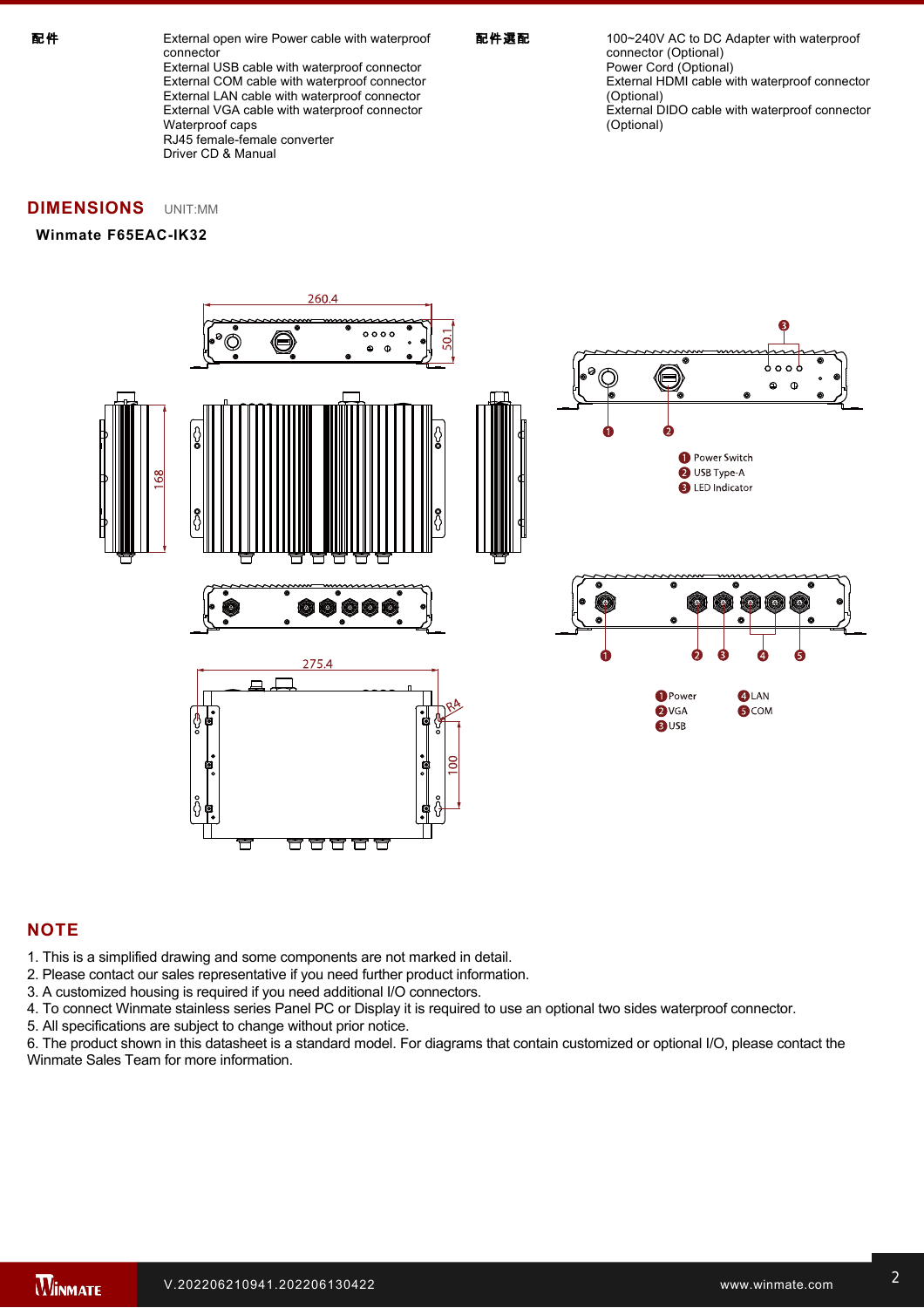| | | | |
|---|---|---|---|
| 配件 | External open wire Power cable with waterproof connector<br>External USB cable with waterproof connector<br>External COM cable with waterproof connector<br>External LAN cable with waterproof connector<br>External VGA cable with waterproof connector<br>Waterproof caps<br>RJ45 female-female converter<br>Driver CD & Manual | 配件選配 | 100~240V AC to DC Adapter with waterproof connector (Optional)<br>Power Cord (Optional)<br>External HDMI cable with waterproof connector (Optional)<br>External DIDO cable with waterproof connector (Optional) |

## DIMENSIONS UNIT:MM

**Winmate F65EAC-IK32**

260.4

50.1

168

275.4

R4

100

1 Power Switch
2 USB Type-A
3 LED Indicator

1 Power
2 VGA
3 USB
4 LAN
5 COM

## NOTE

1. This is a simplified drawing and some components are not marked in detail.
2. Please contact our sales representative if you need further product information.
3. A customized housing is required if you need additional I/O connectors.
4. To connect Winmate stainless series Panel PC or Display it is required to use an optional two sides waterproof connector.
5. All specifications are subject to change without prior notice.
6. The product shown in this datasheet is a standard model. For diagrams that contain customized or optional I/O, please contact the Winmate Sales Team for more information.

V.202206210941.202206130422